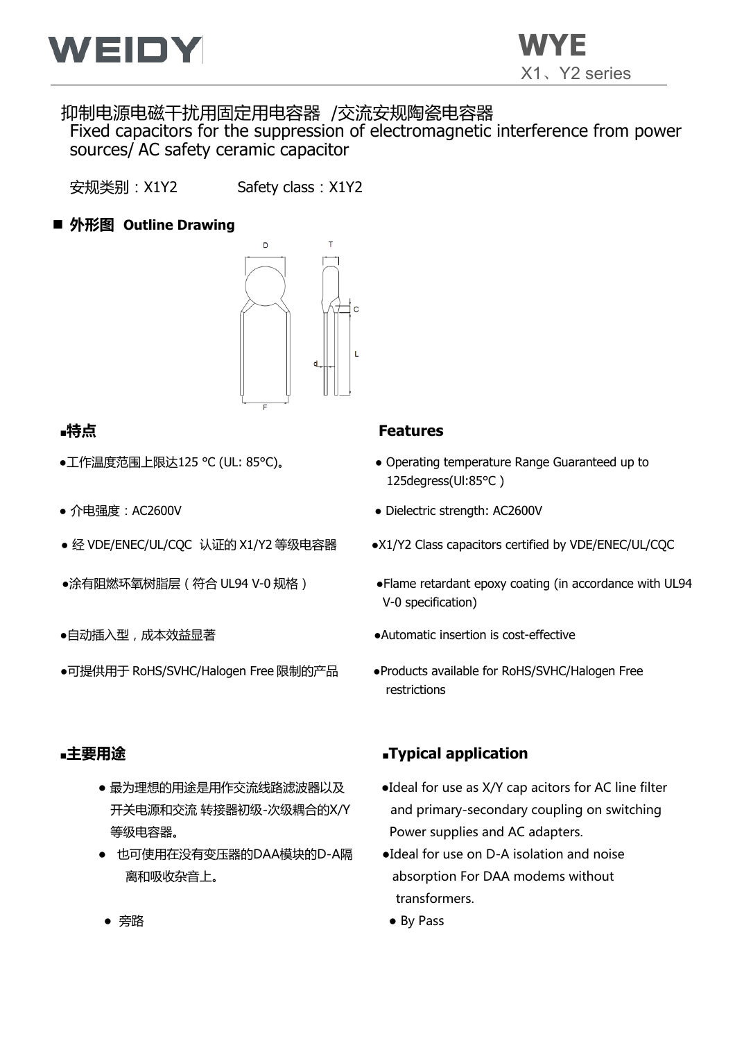# WEIDY

## WYE
X1、Y2 series

抑制电源电磁干扰用固定用电容器 /交流安规陶瓷电容器
Fixed capacitors for the suppression of electromagnetic interference from power sources/ AC safety ceramic capacitor

安规类别：X1Y2　　　Safety class：X1Y2

## ■ 外形图 Outline Drawing

D　T　C　L　d　F

## ■特点

- 工作温度范围上限达125 °C (UL: 85°C)。
- 介电强度：AC2600V
- 经 VDE/ENEC/UL/CQC 认证的 X1/Y2 等级电容器
- 涂有阻燃环氧树脂层（符合 UL94 V-0 规格）
- 自动插入型，成本效益显著
- 可提供用于 RoHS/SVHC/Halogen Free 限制的产品

## Features

- Operating temperature Range Guaranteed up to 125degress(Ul:85°C )
- Dielectric strength: AC2600V
- X1/Y2 Class capacitors certified by VDE/ENEC/UL/CQC
- Flame retardant epoxy coating (in accordance with UL94 V-0 specification)
- Automatic insertion is cost-effective
- Products available for RoHS/SVHC/Halogen Free restrictions

## ■主要用途

- 最为理想的用途是用作交流线路滤波器以及开关电源和交流 转接器初级-次级耦合的X/Y等级电容器。
- 也可使用在没有变压器的DAA模块的D-A隔离和吸收杂音上。
- 旁路

## ■Typical application

- Ideal for use as X/Y cap acitors for AC line filter and primary-secondary coupling on switching Power supplies and AC adapters.
- Ideal for use on D-A isolation and noise absorption For DAA modems without transformers.
- By Pass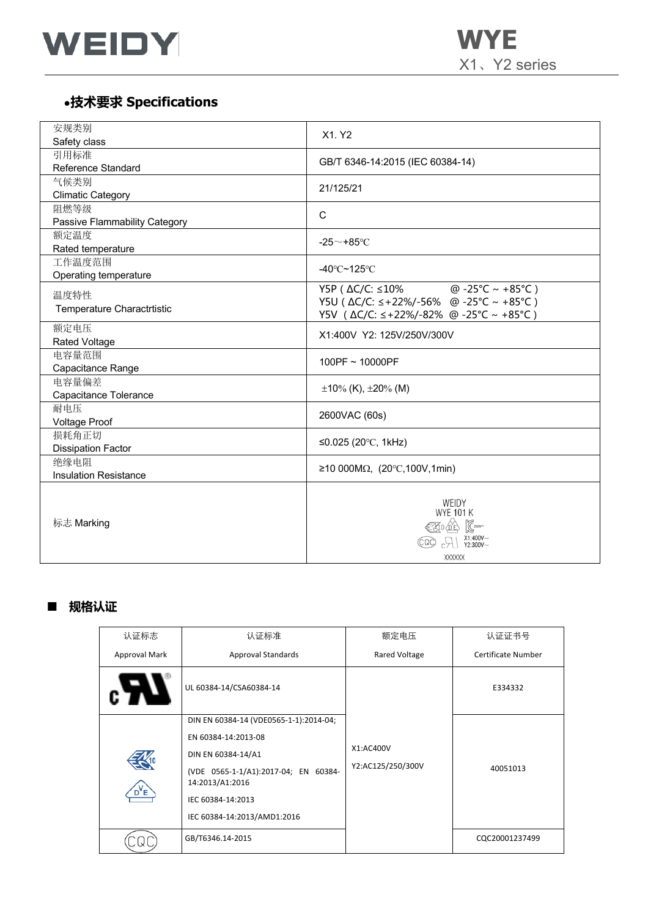## •技术要求 Specifications

| | |
|---|---|
| 安规类别<br>Safety class | X1. Y2 |
| 引用标准<br>Reference Standard | GB/T 6346-14:2015 (IEC 60384-14) |
| 气候类别<br>Climatic Category | 21/125/21 |
| 阻燃等级<br>Passive Flammability Category | C |
| 额定温度<br>Rated temperature | -25～+85℃ |
| 工作温度范围<br>Operating temperature | -40℃~125℃ |
| 温度特性<br>Temperature Charactrtistic | Y5P ( ΔC/C: ≤10% @ -25°C ~ +85°C )<br>Y5U ( ΔC/C: ≤+22%/-56% @ -25°C ~ +85°C )<br>Y5V ( ΔC/C: ≤+22%/-82% @ -25°C ~ +85°C ) |
| 额定电压<br>Rated Voltage | X1:400V Y2: 125V/250V/300V |
| 电容量范围<br>Capacitance Range | 100PF ~ 10000PF |
| 电容量偏差<br>Capacitance Tolerance | ±10% (K), ±20% (M) |
| 耐电压<br>Voltage Proof | 2600VAC (60s) |
| 损耗角正切<br>Dissipation Factor | ≤0.025 (20℃, 1kHz) |
| 绝缘电阻<br>Insulation Resistance | ≥10 000MΩ, (20℃,100V,1min) |
| 标志 Marking | WEIDY<br>WYE 101 K<br>X1:400V~<br>Y2:300V~<br>XXXXXX |

## ■ 规格认证

| 认证标志<br>Approval Mark | 认证标准<br>Approval Standards | 额定电压<br>Rared Voltage | 认证证书号<br>Certificate Number |
|---|---|---|---|
| cUL | UL 60384-14/CSA60384-14 | X1:AC400V<br>Y2:AC125/250/300V | E334332 |
| ENEC 10 / VDE | DIN EN 60384-14 (VDE0565-1-1):2014-04;<br>EN 60384-14:2013-08<br>DIN EN 60384-14/A1<br>(VDE 0565-1-1/A1):2017-04; EN 60384-14:2013/A1:2016<br>IEC 60384-14:2013<br>IEC 60384-14:2013/AMD1:2016 | | 40051013 |
| CQC | GB/T6346.14-2015 | | CQC20001237499 |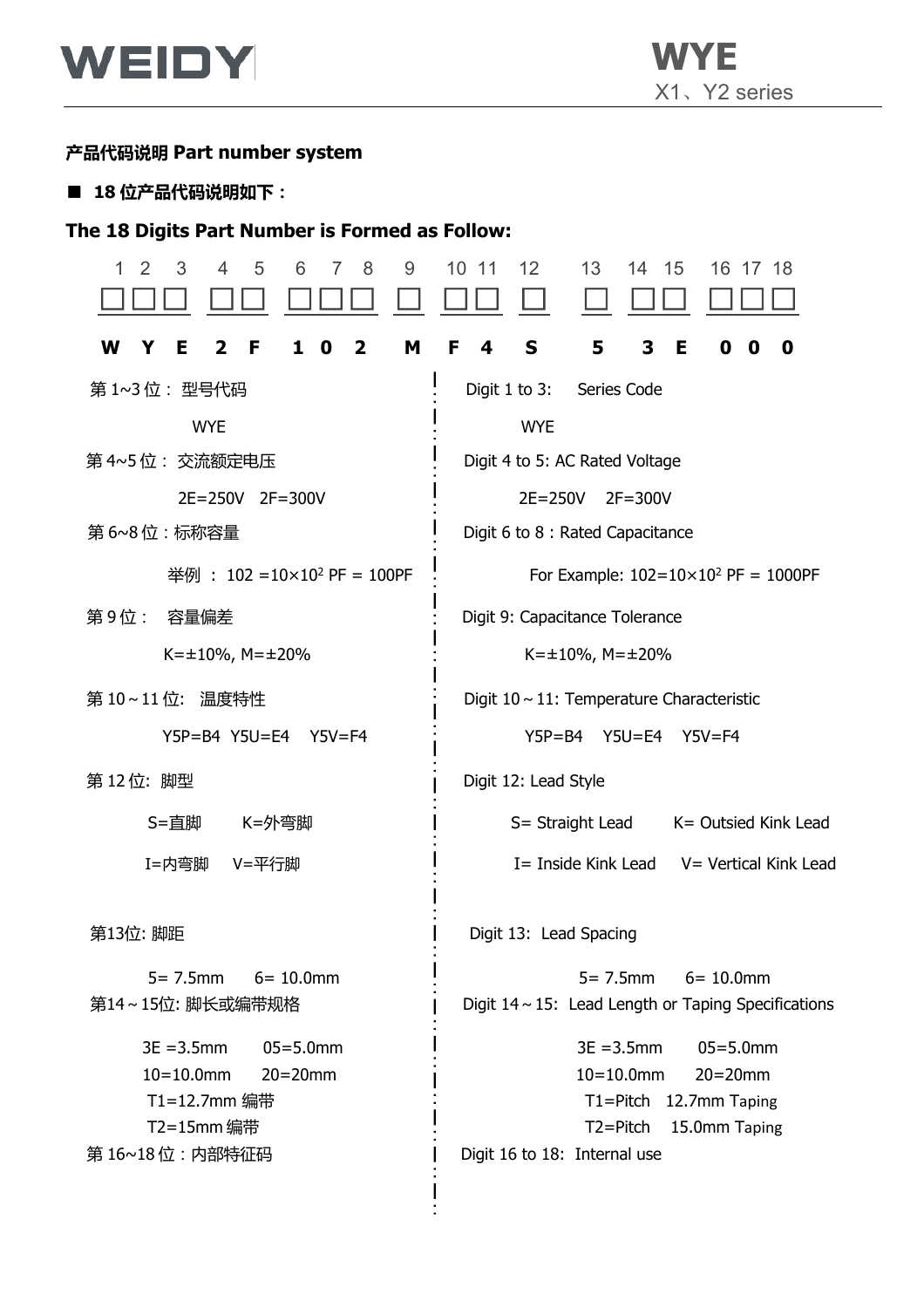## 产品代码说明 Part number system

■ **18 位产品代码说明如下：**

**The 18 Digits Part Number is Formed as Follow:**

| 1 | 2 | 3 | 4 | 5 | 6 | 7 | 8 | 9 | 10 | 11 | 12 | 13 | 14 | 15 | 16 | 17 | 18 |
|---|---|---|---|---|---|---|---|---|---|---|---|---|---|---|---|---|---|
| □ | □ | □ | □ | □ | □ | □ | □ | □ | □ | □ | □ | □ | □ | □ | □ | □ | □ |
| **W** | **Y** | **E** | **2** | **F** | **1** | **0** | **2** | **M** | **F** | **4** | **S** | **5** | **3** | **E** | **0** | **0** | **0** |

第 1~3 位： 型号代码

WYE

第 4~5 位： 交流额定电压

2E=250V 2F=300V

第 6~8 位：标称容量

举例 ： 102 =10×10$^2$ PF = 100PF

第 9 位： 容量偏差

K=±10%, M=±20%

第 10～11 位: 温度特性

Y5P=B4 Y5U=E4 Y5V=F4

第 12 位: 脚型

S=直脚 K=外弯脚

I=内弯脚 V=平行脚

第13位: 脚距

5= 7.5mm 6= 10.0mm

第14～15位: 脚长或编带规格

3E =3.5mm 05=5.0mm
10=10.0mm 20=20mm
T1=12.7mm 编带
T2=15mm 编带

第 16~18 位：内部特征码

Digit 1 to 3: Series Code

WYE

Digit 4 to 5: AC Rated Voltage

2E=250V 2F=300V

Digit 6 to 8 : Rated Capacitance

For Example: 102=10×10$^2$ PF = 1000PF

Digit 9: Capacitance Tolerance

K=±10%, M=±20%

Digit 10～11: Temperature Characteristic

Y5P=B4 Y5U=E4 Y5V=F4

Digit 12: Lead Style

S= Straight Lead K= Outsied Kink Lead

I= Inside Kink Lead V= Vertical Kink Lead

Digit 13: Lead Spacing

5= 7.5mm 6= 10.0mm

Digit 14～15: Lead Length or Taping Specifications

3E =3.5mm 05=5.0mm
10=10.0mm 20=20mm
T1=Pitch 12.7mm Taping
T2=Pitch 15.0mm Taping

Digit 16 to 18: Internal use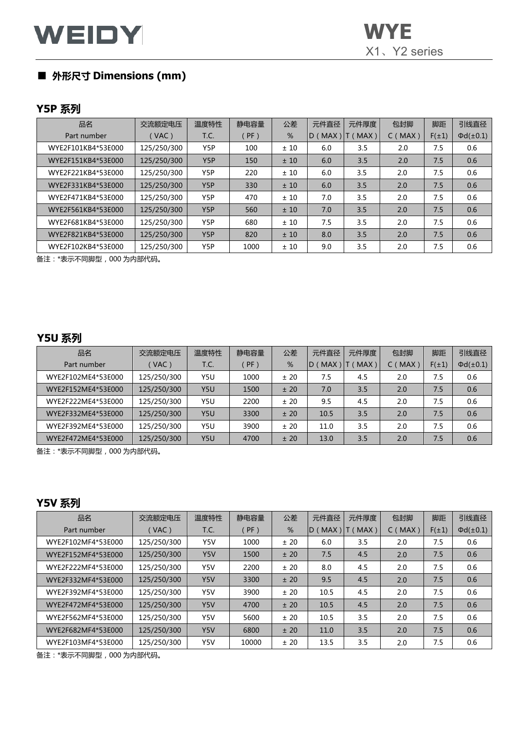## ■ 外形尺寸 Dimensions (mm)

### Y5P 系列

| 品名<br>Part number | 交流额定电压<br>( VAC ) | 温度特性<br>T.C. | 静电容量<br>( PF ) | 公差<br>% | 元件直径<br>D ( MAX ) | 元件厚度<br>T ( MAX ) | 包封脚<br>C ( MAX ) | 脚距<br>F(±1) | 引线直径<br>Φd(±0.1) |
|---|---|---|---|---|---|---|---|---|---|
| WYE2F101KB4*53E000 | 125/250/300 | Y5P | 100 | ± 10 | 6.0 | 3.5 | 2.0 | 7.5 | 0.6 |
| WYE2F151KB4*53E000 | 125/250/300 | Y5P | 150 | ± 10 | 6.0 | 3.5 | 2.0 | 7.5 | 0.6 |
| WYE2F221KB4*53E000 | 125/250/300 | Y5P | 220 | ± 10 | 6.0 | 3.5 | 2.0 | 7.5 | 0.6 |
| WYE2F331KB4*53E000 | 125/250/300 | Y5P | 330 | ± 10 | 6.0 | 3.5 | 2.0 | 7.5 | 0.6 |
| WYE2F471KB4*53E000 | 125/250/300 | Y5P | 470 | ± 10 | 7.0 | 3.5 | 2.0 | 7.5 | 0.6 |
| WYE2F561KB4*53E000 | 125/250/300 | Y5P | 560 | ± 10 | 7.0 | 3.5 | 2.0 | 7.5 | 0.6 |
| WYE2F681KB4*53E000 | 125/250/300 | Y5P | 680 | ± 10 | 7.5 | 3.5 | 2.0 | 7.5 | 0.6 |
| WYE2F821KB4*53E000 | 125/250/300 | Y5P | 820 | ± 10 | 8.0 | 3.5 | 2.0 | 7.5 | 0.6 |
| WYE2F102KB4*53E000 | 125/250/300 | Y5P | 1000 | ± 10 | 9.0 | 3.5 | 2.0 | 7.5 | 0.6 |

备注：*表示不同脚型，000 为内部代码。

### Y5U 系列

| 品名<br>Part number | 交流额定电压<br>( VAC ) | 温度特性<br>T.C. | 静电容量<br>( PF ) | 公差<br>% | 元件直径<br>D ( MAX ) | 元件厚度<br>T ( MAX ) | 包封脚<br>C ( MAX ) | 脚距<br>F(±1) | 引线直径<br>Φd(±0.1) |
|---|---|---|---|---|---|---|---|---|---|
| WYE2F102ME4*53E000 | 125/250/300 | Y5U | 1000 | ± 20 | 7.5 | 4.5 | 2.0 | 7.5 | 0.6 |
| WYE2F152ME4*53E000 | 125/250/300 | Y5U | 1500 | ± 20 | 7.0 | 3.5 | 2.0 | 7.5 | 0.6 |
| WYE2F222ME4*53E000 | 125/250/300 | Y5U | 2200 | ± 20 | 9.5 | 4.5 | 2.0 | 7.5 | 0.6 |
| WYE2F332ME4*53E000 | 125/250/300 | Y5U | 3300 | ± 20 | 10.5 | 3.5 | 2.0 | 7.5 | 0.6 |
| WYE2F392ME4*53E000 | 125/250/300 | Y5U | 3900 | ± 20 | 11.0 | 3.5 | 2.0 | 7.5 | 0.6 |
| WYE2F472ME4*53E000 | 125/250/300 | Y5U | 4700 | ± 20 | 13.0 | 3.5 | 2.0 | 7.5 | 0.6 |

备注：*表示不同脚型，000 为内部代码。

### Y5V 系列

| 品名<br>Part number | 交流额定电压<br>( VAC ) | 温度特性<br>T.C. | 静电容量<br>( PF ) | 公差<br>% | 元件直径<br>D ( MAX ) | 元件厚度<br>T ( MAX ) | 包封脚<br>C ( MAX ) | 脚距<br>F(±1) | 引线直径<br>Φd(±0.1) |
|---|---|---|---|---|---|---|---|---|---|
| WYE2F102MF4*53E000 | 125/250/300 | Y5V | 1000 | ± 20 | 6.0 | 3.5 | 2.0 | 7.5 | 0.6 |
| WYE2F152MF4*53E000 | 125/250/300 | Y5V | 1500 | ± 20 | 7.5 | 4.5 | 2.0 | 7.5 | 0.6 |
| WYE2F222MF4*53E000 | 125/250/300 | Y5V | 2200 | ± 20 | 8.0 | 4.5 | 2.0 | 7.5 | 0.6 |
| WYE2F332MF4*53E000 | 125/250/300 | Y5V | 3300 | ± 20 | 9.5 | 4.5 | 2.0 | 7.5 | 0.6 |
| WYE2F392MF4*53E000 | 125/250/300 | Y5V | 3900 | ± 20 | 10.5 | 4.5 | 2.0 | 7.5 | 0.6 |
| WYE2F472MF4*53E000 | 125/250/300 | Y5V | 4700 | ± 20 | 10.5 | 4.5 | 2.0 | 7.5 | 0.6 |
| WYE2F562MF4*53E000 | 125/250/300 | Y5V | 5600 | ± 20 | 10.5 | 3.5 | 2.0 | 7.5 | 0.6 |
| WYE2F682MF4*53E000 | 125/250/300 | Y5V | 6800 | ± 20 | 11.0 | 3.5 | 2.0 | 7.5 | 0.6 |
| WYE2F103MF4*53E000 | 125/250/300 | Y5V | 10000 | ± 20 | 13.5 | 3.5 | 2.0 | 7.5 | 0.6 |

备注：*表示不同脚型，000 为内部代码。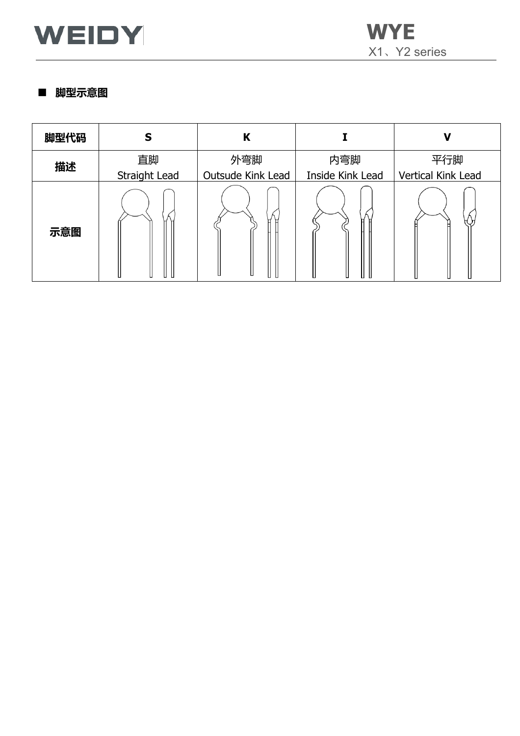■ **脚型示意图**

| 脚型代码 | S | K | I | V |
| --- | --- | --- | --- | --- |
| 描述 | 直脚<br>Straight Lead | 外弯脚<br>Outsude Kink Lead | 内弯脚<br>Inside Kink Lead | 平行脚<br>Vertical Kink Lead |
| 示意图 | | | | |